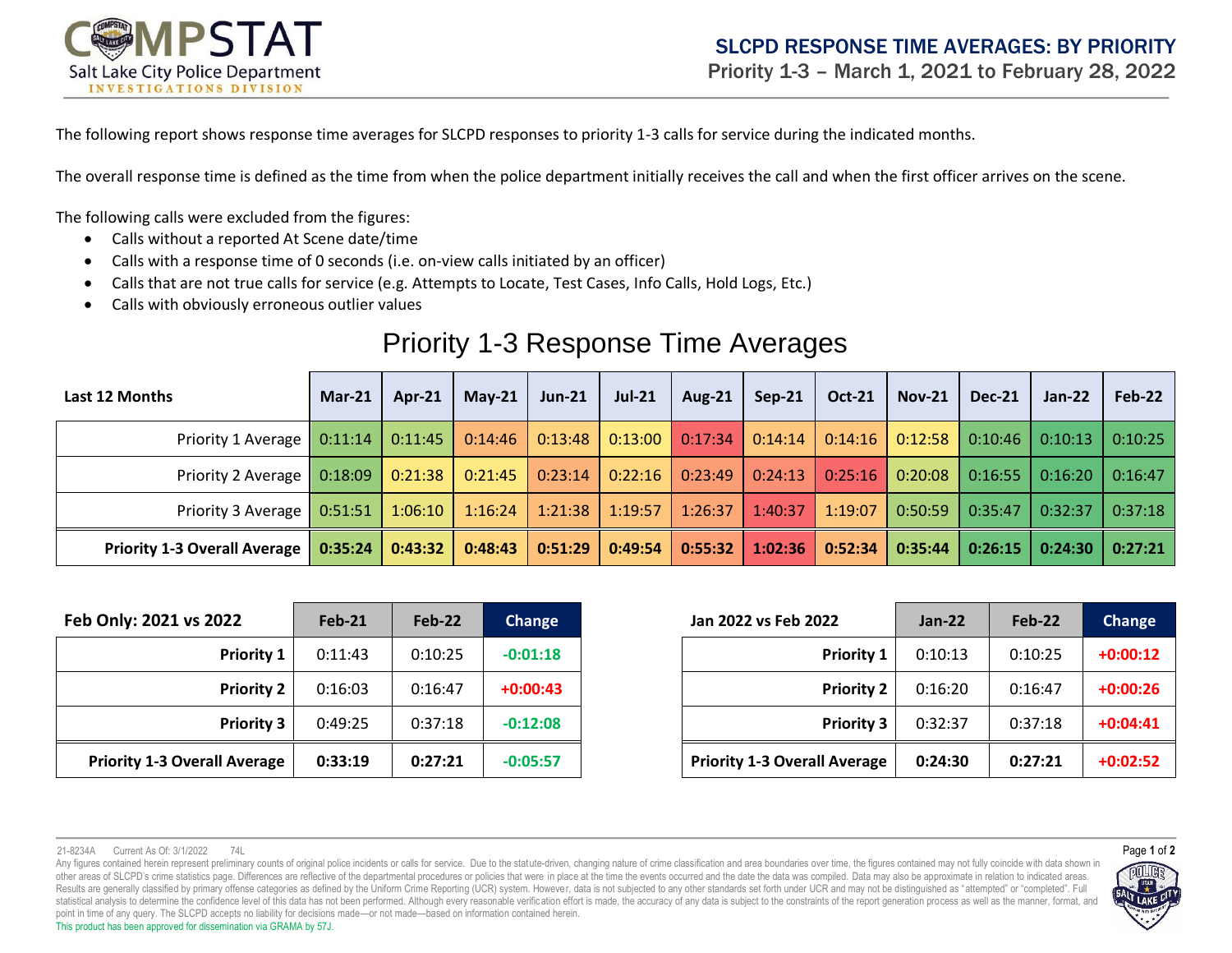COMPSTAT
Salt Lake City Police Department
INVESTIGATIONS DIVISION

# SLCPD RESPONSE TIME AVERAGES: BY PRIORITY

## Priority 1-3 – March 1, 2021 to February 28, 2022

The following report shows response time averages for SLCPD responses to priority 1-3 calls for service during the indicated months.

The overall response time is defined as the time from when the police department initially receives the call and when the first officer arrives on the scene.

The following calls were excluded from the figures:

- Calls without a reported At Scene date/time
- Calls with a response time of 0 seconds (i.e. on-view calls initiated by an officer)
- Calls that are not true calls for service (e.g. Attempts to Locate, Test Cases, Info Calls, Hold Logs, Etc.)
- Calls with obviously erroneous outlier values

## Priority 1-3 Response Time Averages

| Last 12 Months | Mar-21 | Apr-21 | May-21 | Jun-21 | Jul-21 | Aug-21 | Sep-21 | Oct-21 | Nov-21 | Dec-21 | Jan-22 | Feb-22 |
|---|---|---|---|---|---|---|---|---|---|---|---|---|
| Priority 1 Average | 0:11:14 | 0:11:45 | 0:14:46 | 0:13:48 | 0:13:00 | 0:17:34 | 0:14:14 | 0:14:16 | 0:12:58 | 0:10:46 | 0:10:13 | 0:10:25 |
| Priority 2 Average | 0:18:09 | 0:21:38 | 0:21:45 | 0:23:14 | 0:22:16 | 0:23:49 | 0:24:13 | 0:25:16 | 0:20:08 | 0:16:55 | 0:16:20 | 0:16:47 |
| Priority 3 Average | 0:51:51 | 1:06:10 | 1:16:24 | 1:21:38 | 1:19:57 | 1:26:37 | 1:40:37 | 1:19:07 | 0:50:59 | 0:35:47 | 0:32:37 | 0:37:18 |
| **Priority 1-3 Overall Average** | **0:35:24** | **0:43:32** | **0:48:43** | **0:51:29** | **0:49:54** | **0:55:32** | **1:02:36** | **0:52:34** | **0:35:44** | **0:26:15** | **0:24:30** | **0:27:21** |

| Feb Only: 2021 vs 2022 | Feb-21 | Feb-22 | Change |
|---|---|---|---|
| **Priority 1** | 0:11:43 | 0:10:25 | **-0:01:18** |
| **Priority 2** | 0:16:03 | 0:16:47 | **+0:00:43** |
| **Priority 3** | 0:49:25 | 0:37:18 | **-0:12:08** |
| **Priority 1-3 Overall Average** | **0:33:19** | **0:27:21** | **-0:05:57** |

| Jan 2022 vs Feb 2022 | Jan-22 | Feb-22 | Change |
|---|---|---|---|
| **Priority 1** | 0:10:13 | 0:10:25 | **+0:00:12** |
| **Priority 2** | 0:16:20 | 0:16:47 | **+0:00:26** |
| **Priority 3** | 0:32:37 | 0:37:18 | **+0:04:41** |
| **Priority 1-3 Overall Average** | **0:24:30** | **0:27:21** | **+0:02:52** |

21-8234A Current As Of: 3/1/2022 74L

Any figures contained herein represent preliminary counts of original police incidents or calls for service. Due to the statute-driven, changing nature of crime classification and area boundaries over time, the figures contained may not fully coincide with data shown in other areas of SLCPD's crime statistics page. Differences are reflective of the departmental procedures or policies that were in place at the time the events occurred and the date the data was compiled. Data may also be approximate in relation to indicated areas. Results are generally classified by primary offense categories as defined by the Uniform Crime Reporting (UCR) system. However, data is not subjected to any other standards set forth under UCR and may not be distinguished as "attempted" or "completed". Full statistical analysis to determine the confidence level of this data has not been performed. Although every reasonable verification effort is made, the accuracy of any data is subject to the constraints of the report generation process as well as the manner, format, and point in time of any query. The SLCPD accepts no liability for decisions made—or not made—based on information contained herein.

This product has been approved for dissemination via GRAMA by 57J.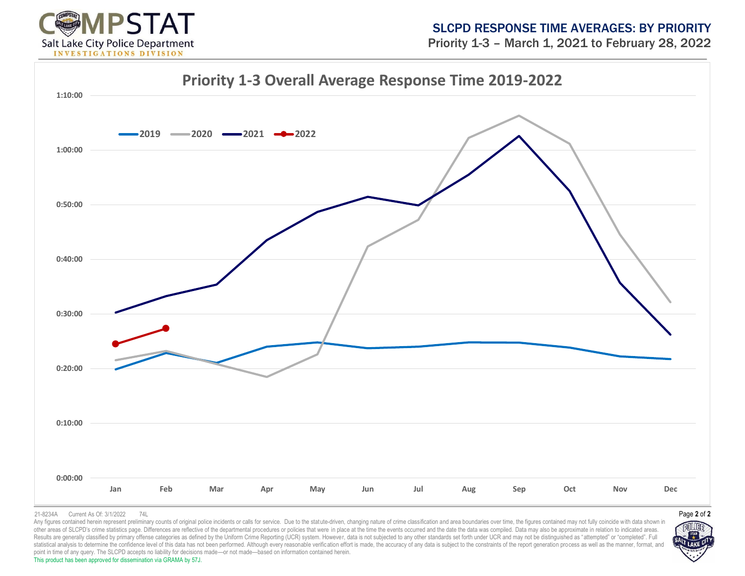# SLCPD RESPONSE TIME AVERAGES: BY PRIORITY

Priority 1-3 – March 1, 2021 to February 28, 2022

## Priority 1-3 Overall Average Response Time 2019-2022

1:10:00
1:00:00
0:50:00
0:40:00
0:30:00
0:20:00
0:10:00
0:00:00

2019 2020 2021 2022

Jan Feb Mar Apr May Jun Jul Aug Sep Oct Nov Dec

21-8234A Current As Of: 3/1/2022 74L

Any figures contained herein represent preliminary counts of original police incidents or calls for service. Due to the statute-driven, changing nature of crime classification and area boundaries over time, the figures contained may not fully coincide with data shown in other areas of SLCPD's crime statistics page. Differences are reflective of the departmental procedures or policies that were in place at the time the events occurred and the date the data was compiled. Data may also be approximate in relation to indicated areas. Results are generally classified by primary offense categories as defined by the Uniform Crime Reporting (UCR) system. However, data is not subjected to any other standards set forth under UCR and may not be distinguished as "attempted" or "completed". Full statistical analysis to determine the confidence level of this data has not been performed. Although every reasonable verification effort is made, the accuracy of any data is subject to the constraints of the report generation process as well as the manner, format, and point in time of any query. The SLCPD accepts no liability for decisions made—or not made—based on information contained herein.

This product has been approved for dissemination via GRAMA by 57J.